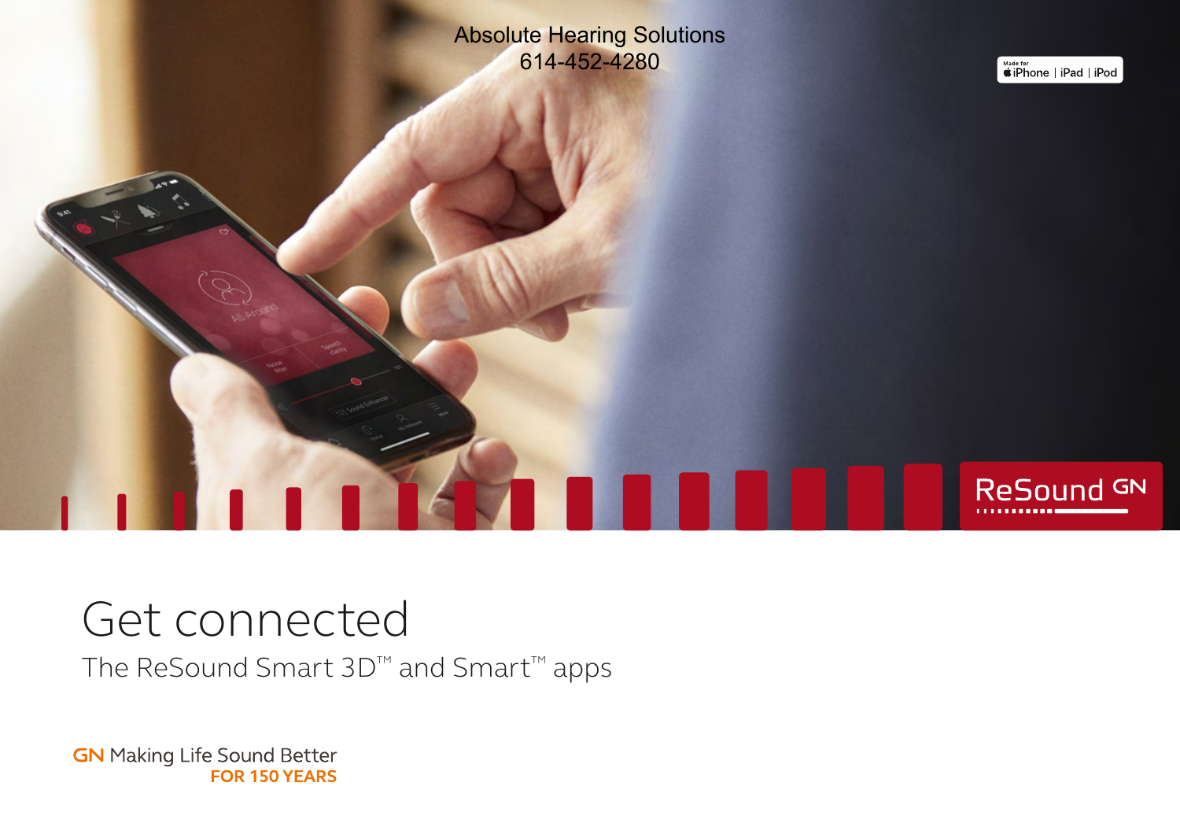Absolute Hearing Solutions
614-452-4280

# Get connected

The ReSound Smart 3D™ and Smart™ apps

GN Making Life Sound Better
FOR 150 YEARS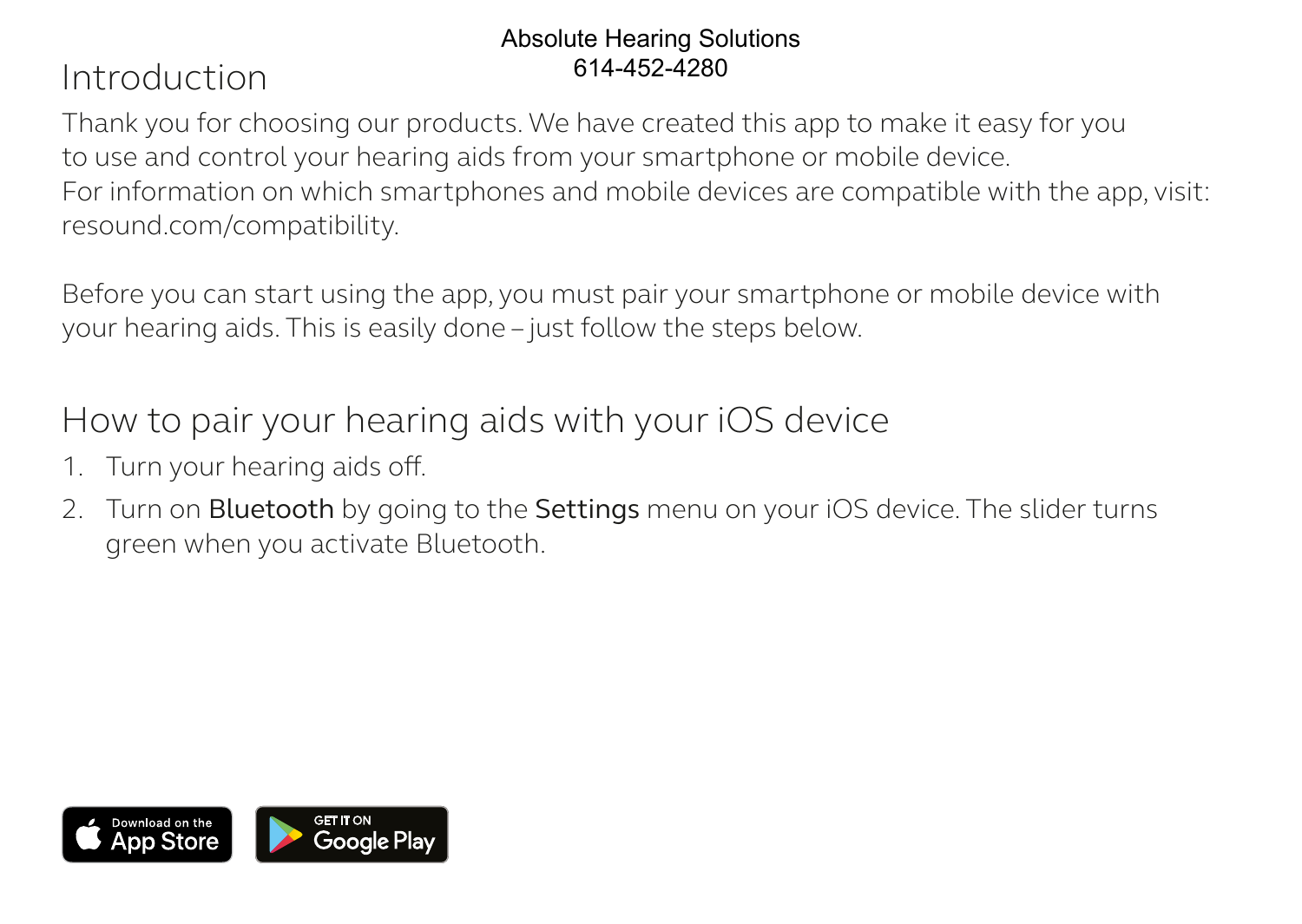Absolute Hearing Solutions
614-452-4280

## Introduction

Thank you for choosing our products. We have created this app to make it easy for you to use and control your hearing aids from your smartphone or mobile device.
For information on which smartphones and mobile devices are compatible with the app, visit: resound.com/compatibility.

Before you can start using the app, you must pair your smartphone or mobile device with your hearing aids. This is easily done – just follow the steps below.

## How to pair your hearing aids with your iOS device

1. Turn your hearing aids off.
2. Turn on **Bluetooth** by going to the **Settings** menu on your iOS device. The slider turns green when you activate Bluetooth.

Download on the App Store

GET IT ON Google Play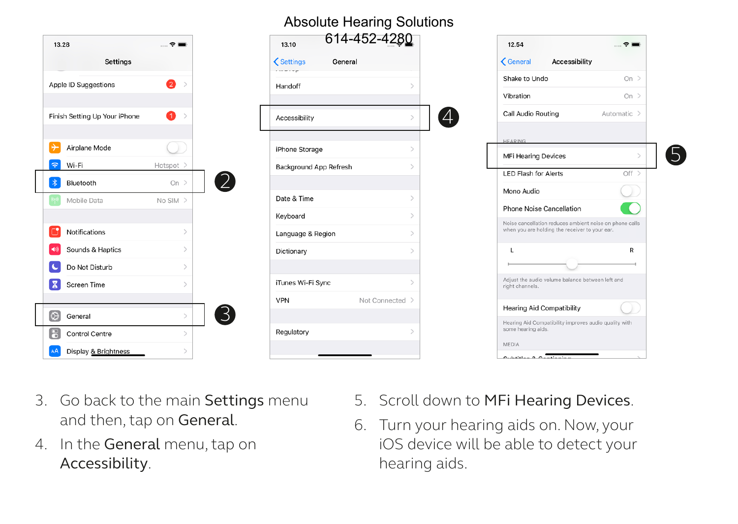# Absolute Hearing Solutions
614-452-4280

13.28

Settings

- Apple ID Suggestions
- Finish Setting Up Your iPhone
- Airplane Mode
- Wi-Fi — Hotspot
- Bluetooth — On
- Mobile Data — No SIM
- Notifications
- Sounds & Haptics
- Do Not Disturb
- Screen Time
- General
- Control Centre
- Display & Brightness

2

3

13.10

Settings — General

- Handoff
- Accessibility
- iPhone Storage
- Background App Refresh
- Date & Time
- Keyboard
- Language & Region
- Dictionary
- iTunes Wi-Fi Sync
- VPN — Not Connected
- Regulatory

4

12.54

General — Accessibility

- Shake to Undo — On
- Vibration — On
- Call Audio Routing — Automatic

HEARING

- MFi Hearing Devices
- LED Flash for Alerts — Off
- Mono Audio
- Phone Noise Cancellation

Noise cancellation reduces ambient noise on phone calls when you are holding the receiver to your ear.

L R

Adjust the audio volume balance between left and right channels.

- Hearing Aid Compatibility

Hearing Aid Compatibility improves audio quality with some hearing aids.

MEDIA

5

3. Go back to the main **Settings** menu and then, tap on **General**.
4. In the **General** menu, tap on **Accessibility**.
5. Scroll down to **MFi Hearing Devices**.
6. Turn your hearing aids on. Now, your iOS device will be able to detect your hearing aids.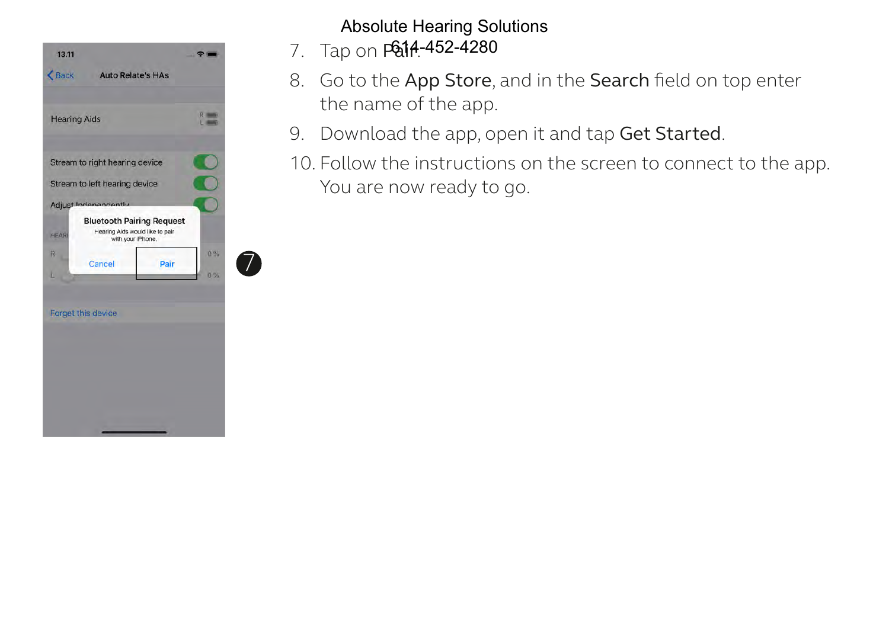Absolute Hearing Solutions
614-452-4280

7. Tap on **Pair**.
8. Go to the **App Store**, and in the **Search** field on top enter the name of the app.
9. Download the app, open it and tap **Get Started**.
10. Follow the instructions on the screen to connect to the app. You are now ready to go.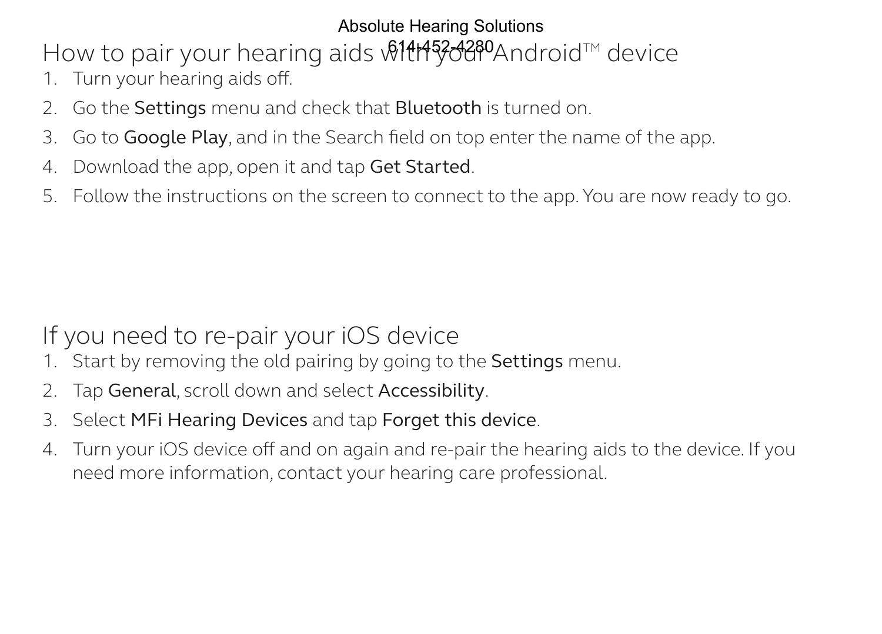# How to pair your hearing aids with your Android™ device

1. Turn your hearing aids off.
2. Go the **Settings** menu and check that **Bluetooth** is turned on.
3. Go to **Google Play**, and in the Search field on top enter the name of the app.
4. Download the app, open it and tap **Get Started**.
5. Follow the instructions on the screen to connect to the app. You are now ready to go.

# If you need to re-pair your iOS device

1. Start by removing the old pairing by going to the **Settings** menu.
2. Tap **General**, scroll down and select **Accessibility**.
3. Select **MFi Hearing Devices** and tap **Forget this device**.
4. Turn your iOS device off and on again and re-pair the hearing aids to the device. If you need more information, contact your hearing care professional.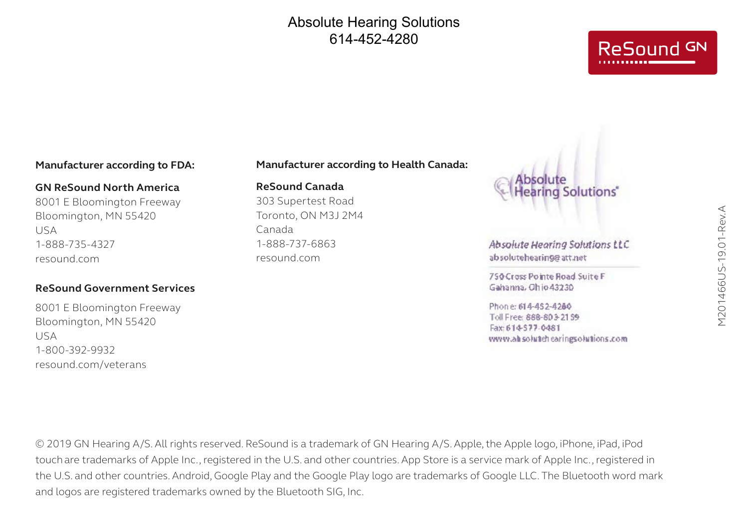Absolute Hearing Solutions
614-452-4280

ReSound GN

**Manufacturer according to FDA:**

**GN ReSound North America**
8001 E Bloomington Freeway
Bloomington, MN 55420
USA
1-888-735-4327
resound.com

**ReSound Government Services**
8001 E Bloomington Freeway
Bloomington, MN 55420
USA
1-800-392-9932
resound.com/veterans

**Manufacturer according to Health Canada:**

**ReSound Canada**
303 Supertest Road
Toronto, ON M3J 2M4
Canada
1-888-737-6863
resound.com

Absolute Hearing Solutions

*Absolute Hearing Solutions LLC*
absolutehearing@att.net

750 Cross Pointe Road Suite F
Gahanna, Ohio 43230

Phone: 614-452-4280
Toll Free: 888-803-2159
Fax: 614-577-0481
www.absolutehearingsolutions.com

M201466US-19.01-Rev.A

© 2019 GN Hearing A/S. All rights reserved. ReSound is a trademark of GN Hearing A/S. Apple, the Apple logo, iPhone, iPad, iPod touch are trademarks of Apple Inc., registered in the U.S. and other countries. App Store is a service mark of Apple Inc., registered in the U.S. and other countries. Android, Google Play and the Google Play logo are trademarks of Google LLC. The Bluetooth word mark and logos are registered trademarks owned by the Bluetooth SIG, Inc.